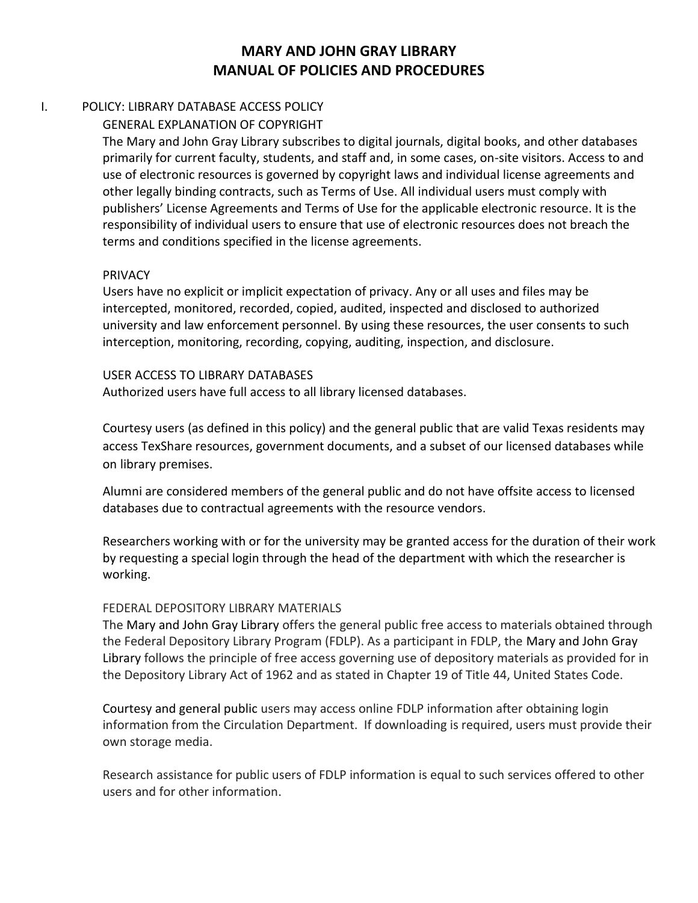# MARY AND JOHN GRAY LIBRARY
# MANUAL OF POLICIES AND PROCEDURES

## I. POLICY: LIBRARY DATABASE ACCESS POLICY

### GENERAL EXPLANATION OF COPYRIGHT

The Mary and John Gray Library subscribes to digital journals, digital books, and other databases primarily for current faculty, students, and staff and, in some cases, on-site visitors. Access to and use of electronic resources is governed by copyright laws and individual license agreements and other legally binding contracts, such as Terms of Use. All individual users must comply with publishers' License Agreements and Terms of Use for the applicable electronic resource. It is the responsibility of individual users to ensure that use of electronic resources does not breach the terms and conditions specified in the license agreements.

### PRIVACY

Users have no explicit or implicit expectation of privacy. Any or all uses and files may be intercepted, monitored, recorded, copied, audited, inspected and disclosed to authorized university and law enforcement personnel. By using these resources, the user consents to such interception, monitoring, recording, copying, auditing, inspection, and disclosure.

### USER ACCESS TO LIBRARY DATABASES

Authorized users have full access to all library licensed databases.

Courtesy users (as defined in this policy) and the general public that are valid Texas residents may access TexShare resources, government documents, and a subset of our licensed databases while on library premises.

Alumni are considered members of the general public and do not have offsite access to licensed databases due to contractual agreements with the resource vendors.

Researchers working with or for the university may be granted access for the duration of their work by requesting a special login through the head of the department with which the researcher is working.

### FEDERAL DEPOSITORY LIBRARY MATERIALS

The Mary and John Gray Library offers the general public free access to materials obtained through the Federal Depository Library Program (FDLP). As a participant in FDLP, the Mary and John Gray Library follows the principle of free access governing use of depository materials as provided for in the Depository Library Act of 1962 and as stated in Chapter 19 of Title 44, United States Code.

Courtesy and general public users may access online FDLP information after obtaining login information from the Circulation Department. If downloading is required, users must provide their own storage media.

Research assistance for public users of FDLP information is equal to such services offered to other users and for other information.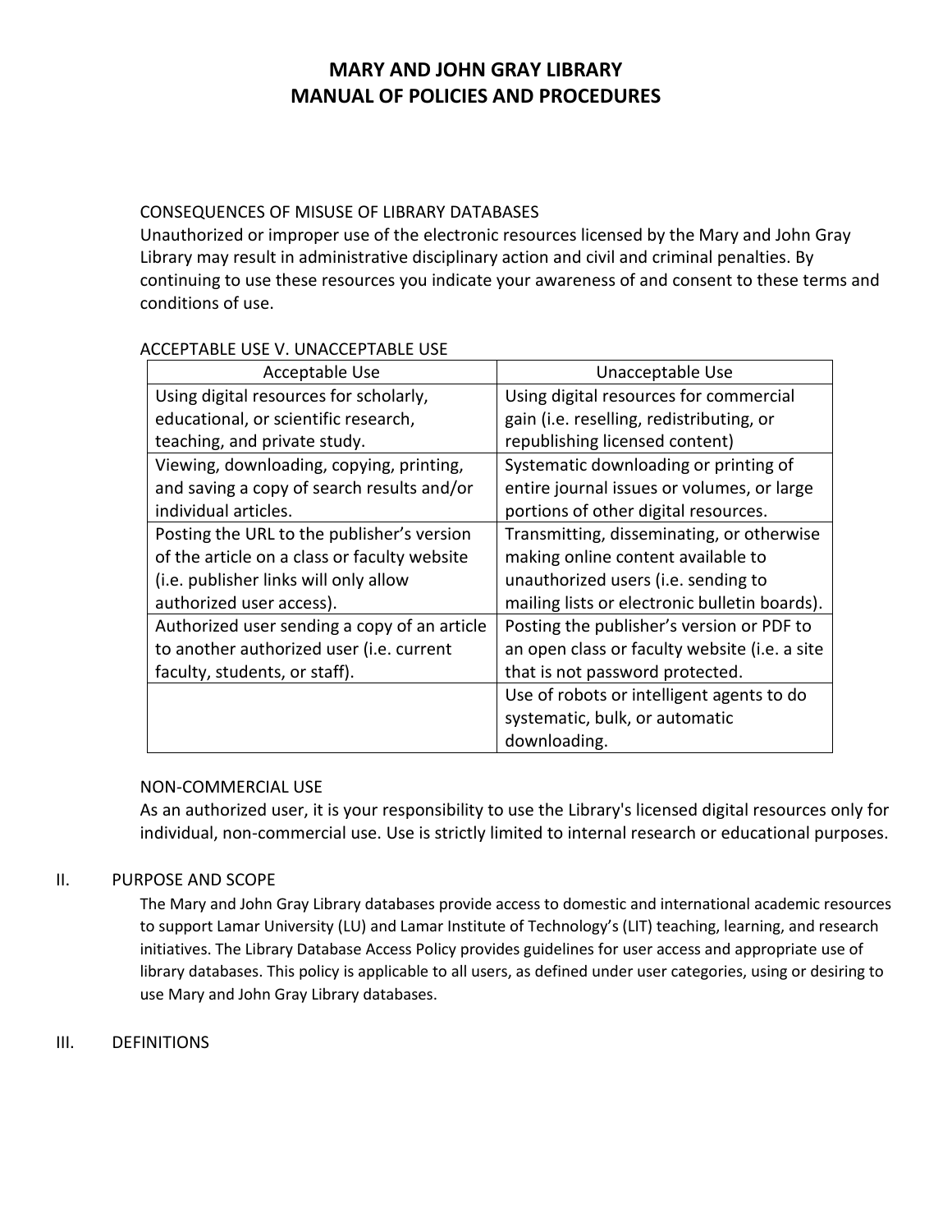# MARY AND JOHN GRAY LIBRARY
# MANUAL OF POLICIES AND PROCEDURES

CONSEQUENCES OF MISUSE OF LIBRARY DATABASES

Unauthorized or improper use of the electronic resources licensed by the Mary and John Gray Library may result in administrative disciplinary action and civil and criminal penalties. By continuing to use these resources you indicate your awareness of and consent to these terms and conditions of use.

ACCEPTABLE USE V. UNACCEPTABLE USE

| Acceptable Use | Unacceptable Use |
| --- | --- |
| Using digital resources for scholarly, educational, or scientific research, teaching, and private study. | Using digital resources for commercial gain (i.e. reselling, redistributing, or republishing licensed content) |
| Viewing, downloading, copying, printing, and saving a copy of search results and/or individual articles. | Systematic downloading or printing of entire journal issues or volumes, or large portions of other digital resources. |
| Posting the URL to the publisher's version of the article on a class or faculty website (i.e. publisher links will only allow authorized user access). | Transmitting, disseminating, or otherwise making online content available to unauthorized users (i.e. sending to mailing lists or electronic bulletin boards). |
| Authorized user sending a copy of an article to another authorized user (i.e. current faculty, students, or staff). | Posting the publisher's version or PDF to an open class or faculty website (i.e. a site that is not password protected. |
| | Use of robots or intelligent agents to do systematic, bulk, or automatic downloading. |

NON-COMMERCIAL USE

As an authorized user, it is your responsibility to use the Library's licensed digital resources only for individual, non-commercial use. Use is strictly limited to internal research or educational purposes.

## II. PURPOSE AND SCOPE

The Mary and John Gray Library databases provide access to domestic and international academic resources to support Lamar University (LU) and Lamar Institute of Technology's (LIT) teaching, learning, and research initiatives. The Library Database Access Policy provides guidelines for user access and appropriate use of library databases. This policy is applicable to all users, as defined under user categories, using or desiring to use Mary and John Gray Library databases.

## III. DEFINITIONS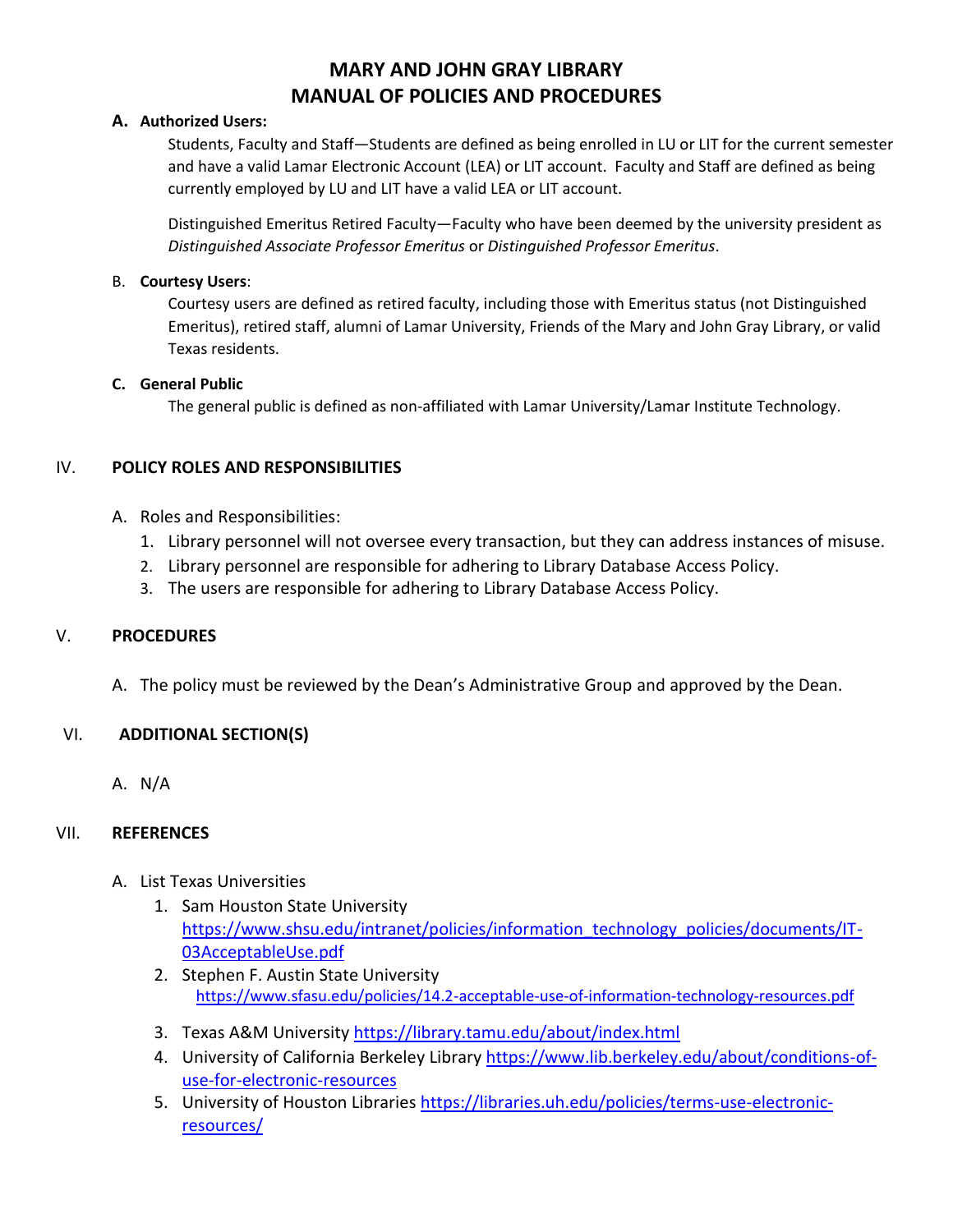# MARY AND JOHN GRAY LIBRARY
# MANUAL OF POLICIES AND PROCEDURES

**A. Authorized Users:**

Students, Faculty and Staff—Students are defined as being enrolled in LU or LIT for the current semester and have a valid Lamar Electronic Account (LEA) or LIT account. Faculty and Staff are defined as being currently employed by LU and LIT have a valid LEA or LIT account.

Distinguished Emeritus Retired Faculty—Faculty who have been deemed by the university president as *Distinguished Associate Professor Emeritus* or *Distinguished Professor Emeritus*.

B. **Courtesy Users**:

Courtesy users are defined as retired faculty, including those with Emeritus status (not Distinguished Emeritus), retired staff, alumni of Lamar University, Friends of the Mary and John Gray Library, or valid Texas residents.

**C. General Public**

The general public is defined as non-affiliated with Lamar University/Lamar Institute Technology.

## IV. POLICY ROLES AND RESPONSIBILITIES

A. Roles and Responsibilities:

1. Library personnel will not oversee every transaction, but they can address instances of misuse.
2. Library personnel are responsible for adhering to Library Database Access Policy.
3. The users are responsible for adhering to Library Database Access Policy.

## V. PROCEDURES

A. The policy must be reviewed by the Dean's Administrative Group and approved by the Dean.

## VI. ADDITIONAL SECTION(S)

A. N/A

## VII. REFERENCES

A. List Texas Universities

1. Sam Houston State University https://www.shsu.edu/intranet/policies/information_technology_policies/documents/IT-03AcceptableUse.pdf
2. Stephen F. Austin State University https://www.sfasu.edu/policies/14.2-acceptable-use-of-information-technology-resources.pdf
3. Texas A&M University https://library.tamu.edu/about/index.html
4. University of California Berkeley Library https://www.lib.berkeley.edu/about/conditions-of-use-for-electronic-resources
5. University of Houston Libraries https://libraries.uh.edu/policies/terms-use-electronic-resources/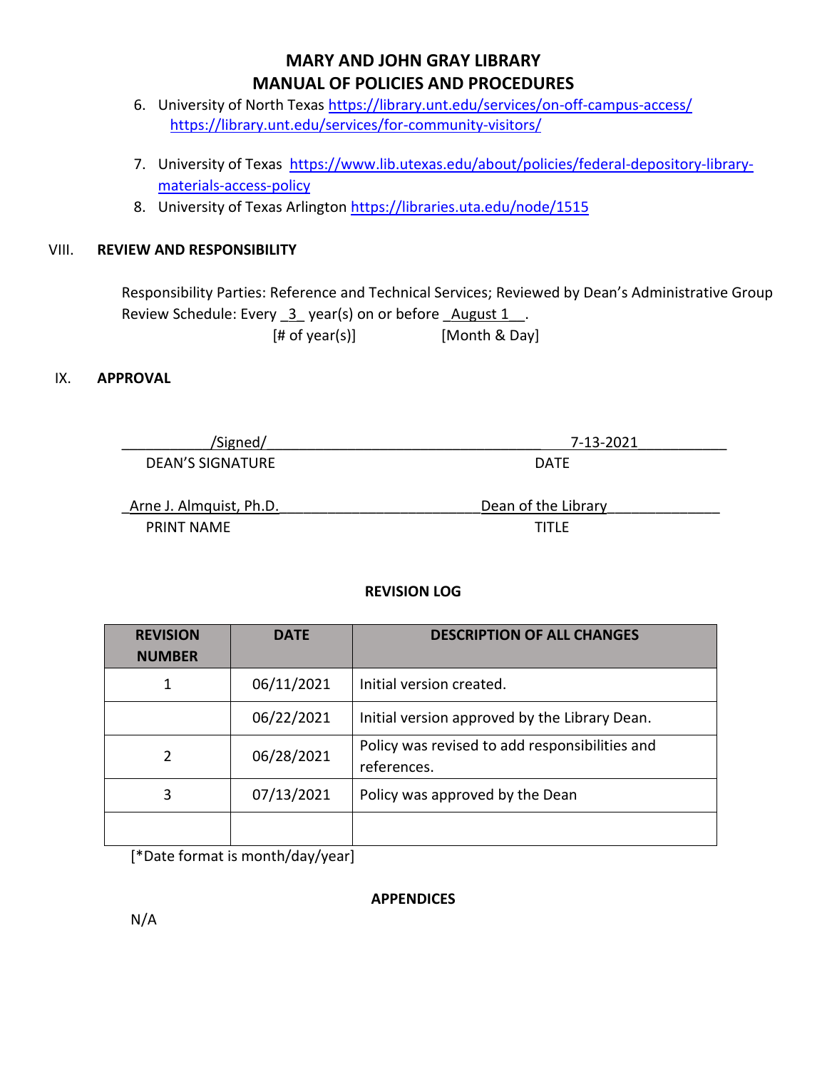6. University of North Texas https://library.unt.edu/services/on-off-campus-access/ https://library.unt.edu/services/for-community-visitors/

7. University of Texas https://www.lib.utexas.edu/about/policies/federal-depository-library-materials-access-policy
8. University of Texas Arlington https://libraries.uta.edu/node/1515

## VIII. REVIEW AND RESPONSIBILITY

Responsibility Parties: Reference and Technical Services; Reviewed by Dean's Administrative Group
Review Schedule: Every _3_ year(s) on or before _August 1__.
[# of year(s)] [Month & Day]

## IX. APPROVAL

__________/Signed/__________________________________ ___7-13-2021___________
DEAN'S SIGNATURE DATE

_Arne J. Almquist, Ph.D.________________________Dean of the Library_____________
PRINT NAME TITLE

**REVISION LOG**

| REVISION NUMBER | DATE | DESCRIPTION OF ALL CHANGES |
|---|---|---|
| 1 | 06/11/2021 | Initial version created. |
| | 06/22/2021 | Initial version approved by the Library Dean. |
| 2 | 06/28/2021 | Policy was revised to add responsibilities and references. |
| 3 | 07/13/2021 | Policy was approved by the Dean |
| | | |

[*Date format is month/day/year]

**APPENDICES**

N/A